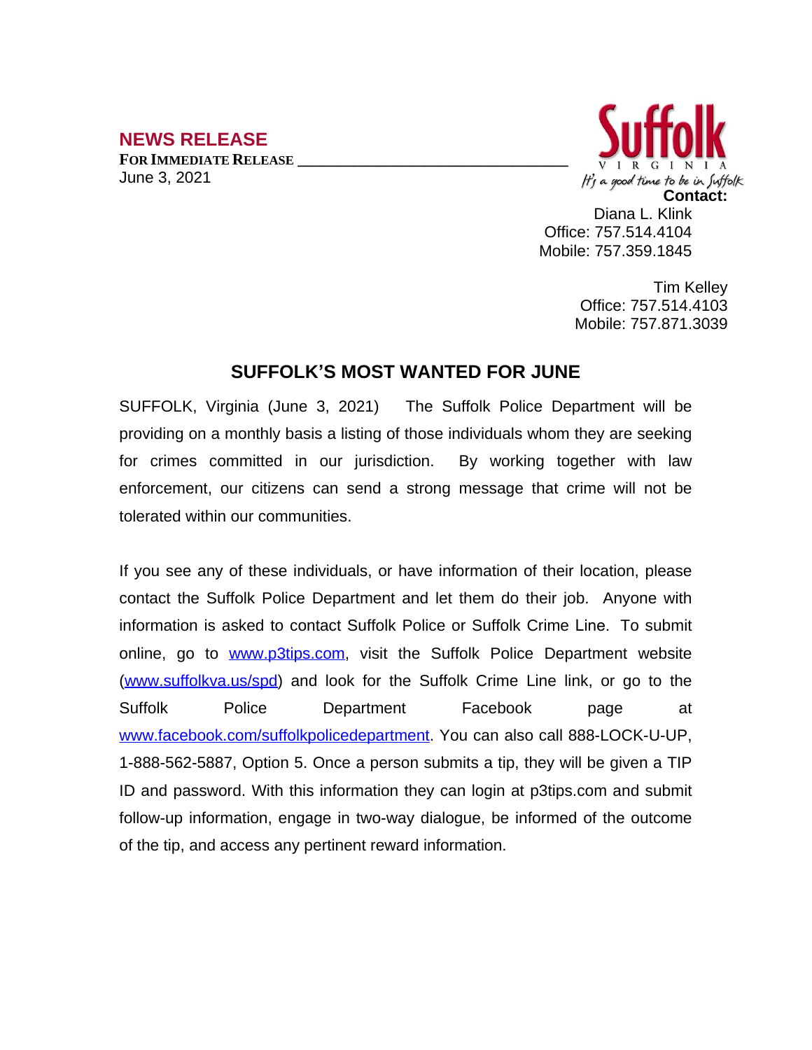## NEWS RELEASE

**FOR IMMEDIATE RELEASE**

June 3, 2021

Suffolk
VIRGINIA
*It's a good time to be in Suffolk*

**Contact:**

Diana L. Klink
Office: 757.514.4104
Mobile: 757.359.1845

Tim Kelley
Office: 757.514.4103
Mobile: 757.871.3039

# SUFFOLK'S MOST WANTED FOR JUNE

SUFFOLK, Virginia (June 3, 2021) The Suffolk Police Department will be providing on a monthly basis a listing of those individuals whom they are seeking for crimes committed in our jurisdiction. By working together with law enforcement, our citizens can send a strong message that crime will not be tolerated within our communities.

If you see any of these individuals, or have information of their location, please contact the Suffolk Police Department and let them do their job. Anyone with information is asked to contact Suffolk Police or Suffolk Crime Line. To submit online, go to [www.p3tips.com](www.p3tips.com), visit the Suffolk Police Department website ([www.suffolkva.us/spd](www.suffolkva.us/spd)) and look for the Suffolk Crime Line link, or go to the Suffolk Police Department Facebook page at [www.facebook.com/suffolkpolicedepartment](www.facebook.com/suffolkpolicedepartment). You can also call 888-LOCK-U-UP, 1-888-562-5887, Option 5. Once a person submits a tip, they will be given a TIP ID and password. With this information they can login at p3tips.com and submit follow-up information, engage in two-way dialogue, be informed of the outcome of the tip, and access any pertinent reward information.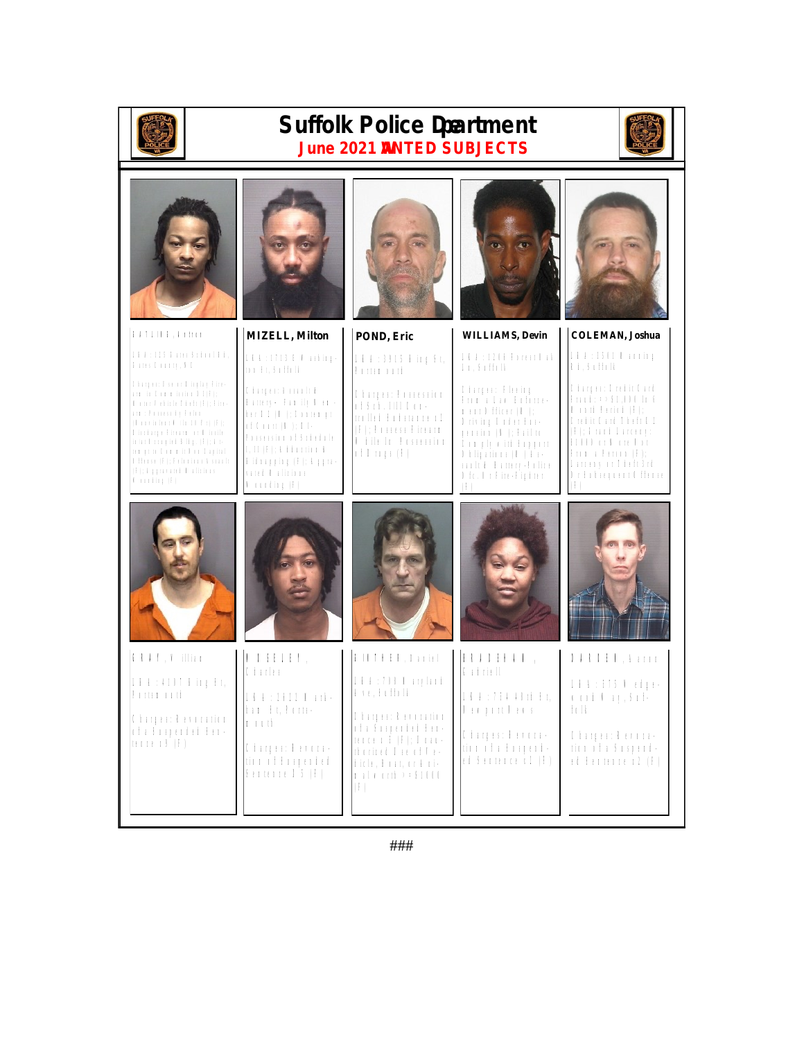# Suffolk Police Department

## June 2021 WANTED SUBJECTS

**MIZELL, Milton**

**POND, Eric**

**WILLIAMS, Devin**

**COLEMAN, Joshua**

###